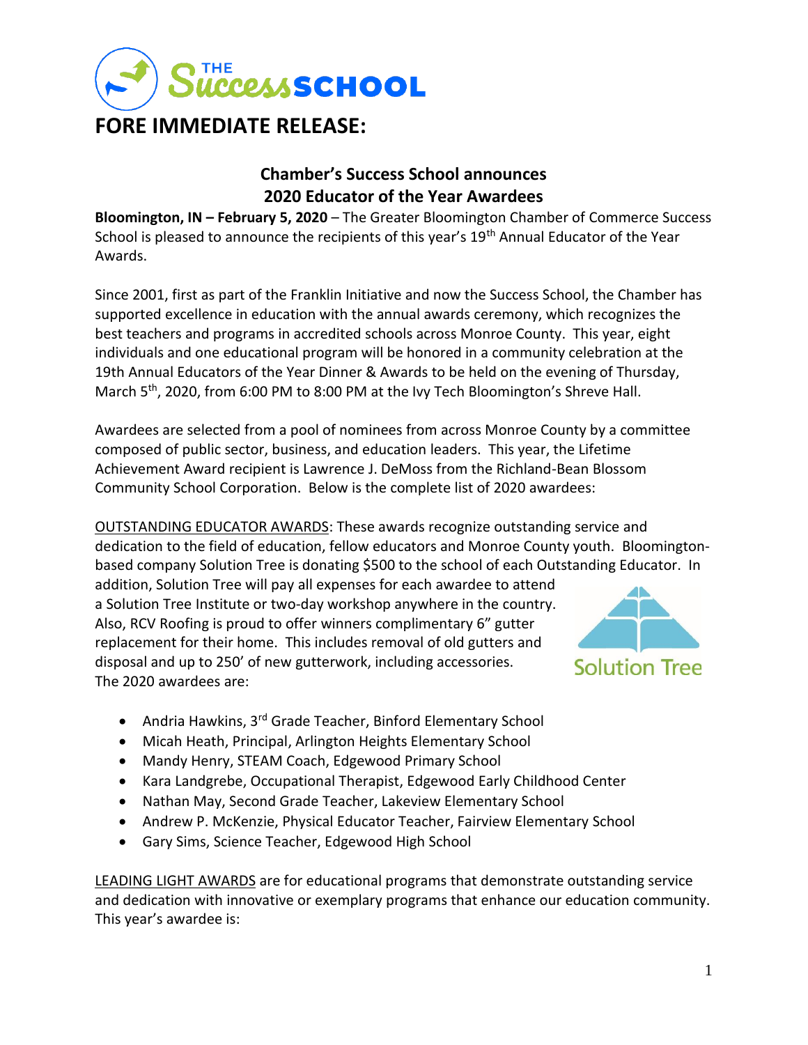# FORE IMMEDIATE RELEASE:

## Chamber's Success School announces 2020 Educator of the Year Awardees

**Bloomington, IN – February 5, 2020** – The Greater Bloomington Chamber of Commerce Success School is pleased to announce the recipients of this year's 19th Annual Educator of the Year Awards.

Since 2001, first as part of the Franklin Initiative and now the Success School, the Chamber has supported excellence in education with the annual awards ceremony, which recognizes the best teachers and programs in accredited schools across Monroe County. This year, eight individuals and one educational program will be honored in a community celebration at the 19th Annual Educators of the Year Dinner & Awards to be held on the evening of Thursday, March 5th, 2020, from 6:00 PM to 8:00 PM at the Ivy Tech Bloomington's Shreve Hall.

Awardees are selected from a pool of nominees from across Monroe County by a committee composed of public sector, business, and education leaders. This year, the Lifetime Achievement Award recipient is Lawrence J. DeMoss from the Richland-Bean Blossom Community School Corporation. Below is the complete list of 2020 awardees:

OUTSTANDING EDUCATOR AWARDS: These awards recognize outstanding service and dedication to the field of education, fellow educators and Monroe County youth. Bloomington-based company Solution Tree is donating $500 to the school of each Outstanding Educator. In addition, Solution Tree will pay all expenses for each awardee to attend a Solution Tree Institute or two-day workshop anywhere in the country. Also, RCV Roofing is proud to offer winners complimentary 6" gutter replacement for their home. This includes removal of old gutters and disposal and up to 250' of new gutterwork, including accessories. The 2020 awardees are:

- Andria Hawkins, 3rd Grade Teacher, Binford Elementary School
- Micah Heath, Principal, Arlington Heights Elementary School
- Mandy Henry, STEAM Coach, Edgewood Primary School
- Kara Landgrebe, Occupational Therapist, Edgewood Early Childhood Center
- Nathan May, Second Grade Teacher, Lakeview Elementary School
- Andrew P. McKenzie, Physical Educator Teacher, Fairview Elementary School
- Gary Sims, Science Teacher, Edgewood High School

LEADING LIGHT AWARDS are for educational programs that demonstrate outstanding service and dedication with innovative or exemplary programs that enhance our education community. This year's awardee is: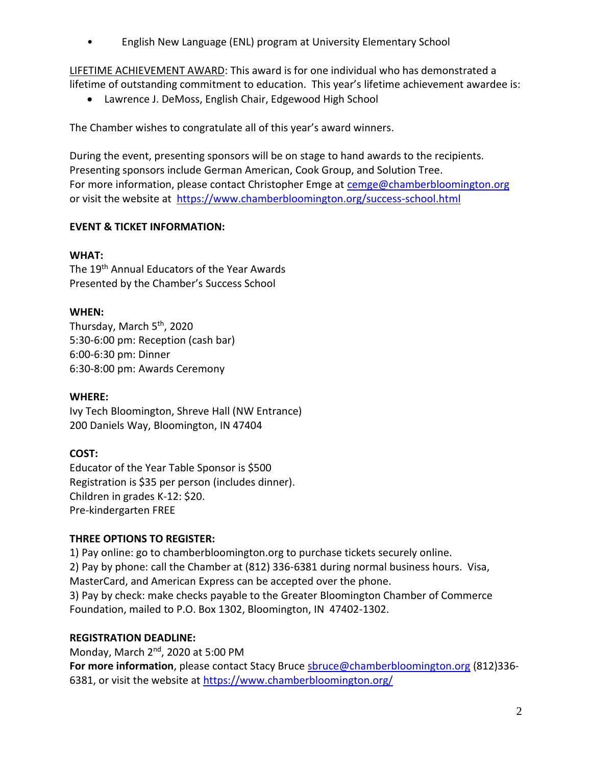- English New Language (ENL) program at University Elementary School

LIFETIME ACHIEVEMENT AWARD: This award is for one individual who has demonstrated a lifetime of outstanding commitment to education. This year's lifetime achievement awardee is:

- Lawrence J. DeMoss, English Chair, Edgewood High School

The Chamber wishes to congratulate all of this year's award winners.

During the event, presenting sponsors will be on stage to hand awards to the recipients. Presenting sponsors include German American, Cook Group, and Solution Tree.
For more information, please contact Christopher Emge at cemge@chamberbloomington.org or visit the website at https://www.chamberbloomington.org/success-school.html

**EVENT & TICKET INFORMATION:**

**WHAT:**
The 19th Annual Educators of the Year Awards
Presented by the Chamber's Success School

**WHEN:**
Thursday, March 5th, 2020
5:30-6:00 pm: Reception (cash bar)
6:00-6:30 pm: Dinner
6:30-8:00 pm: Awards Ceremony

**WHERE:**
Ivy Tech Bloomington, Shreve Hall (NW Entrance)
200 Daniels Way, Bloomington, IN 47404

**COST:**
Educator of the Year Table Sponsor is $500
Registration is $35 per person (includes dinner).
Children in grades K-12: $20.
Pre-kindergarten FREE

**THREE OPTIONS TO REGISTER:**
1) Pay online: go to chamberbloomington.org to purchase tickets securely online.
2) Pay by phone: call the Chamber at (812) 336-6381 during normal business hours. Visa, MasterCard, and American Express can be accepted over the phone.
3) Pay by check: make checks payable to the Greater Bloomington Chamber of Commerce Foundation, mailed to P.O. Box 1302, Bloomington, IN 47402-1302.

**REGISTRATION DEADLINE:**
Monday, March 2nd, 2020 at 5:00 PM
**For more information**, please contact Stacy Bruce sbruce@chamberbloomington.org (812)336-6381, or visit the website at https://www.chamberbloomington.org/